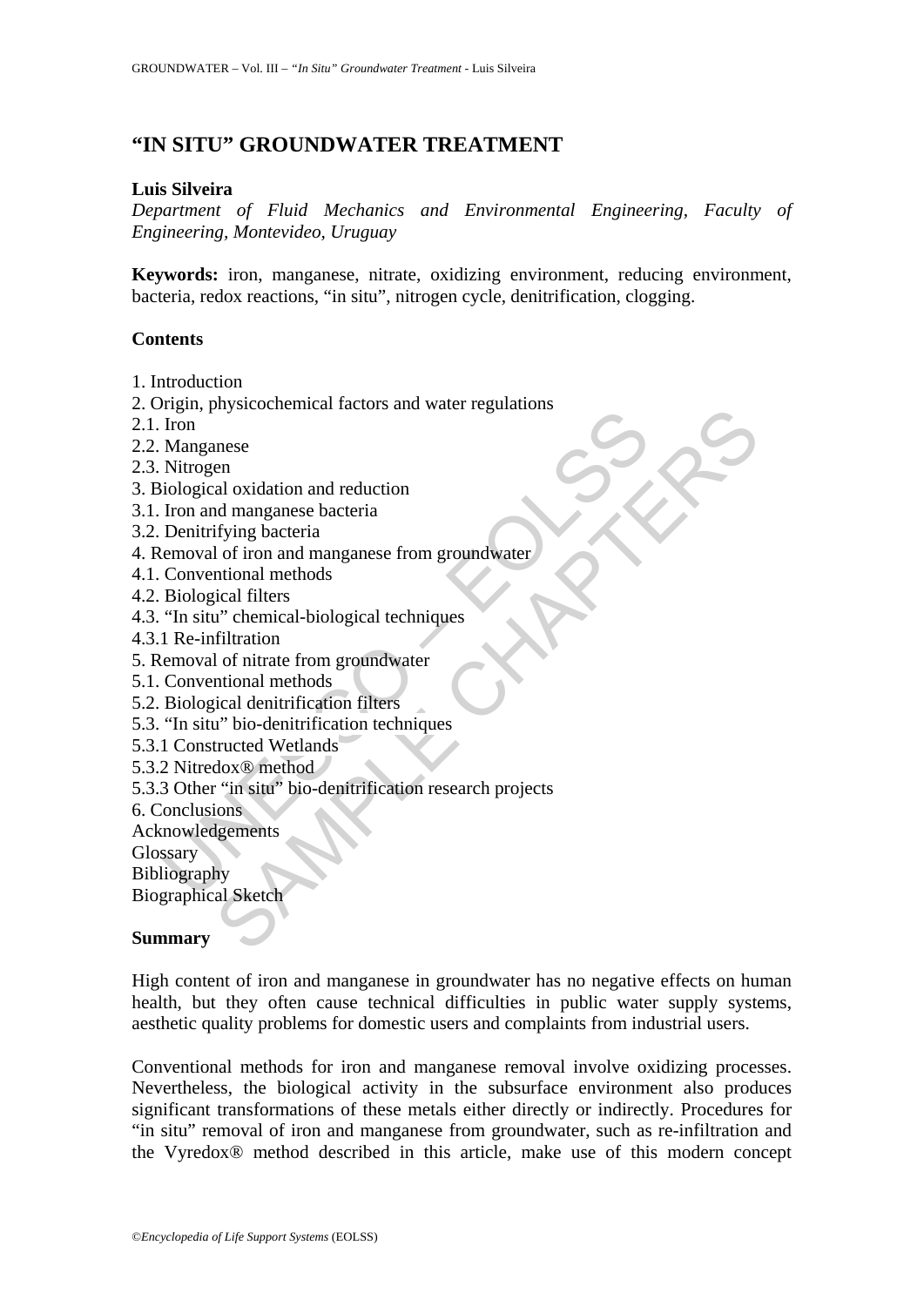# "IN SITU" GROUNDWATER TREATMENT

**Luis Silveira**

*Department of Fluid Mechanics and Environmental Engineering, Faculty of Engineering, Montevideo, Uruguay*

**Keywords:** iron, manganese, nitrate, oxidizing environment, reducing environment, bacteria, redox reactions, "in situ", nitrogen cycle, denitrification, clogging.

## Contents

1. Introduction
2. Origin, physicochemical factors and water regulations
2.1. Iron
2.2. Manganese
2.3. Nitrogen
3. Biological oxidation and reduction
3.1. Iron and manganese bacteria
3.2. Denitrifying bacteria
4. Removal of iron and manganese from groundwater
4.1. Conventional methods
4.2. Biological filters
4.3. "In situ" chemical-biological techniques
4.3.1 Re-infiltration
5. Removal of nitrate from groundwater
5.1. Conventional methods
5.2. Biological denitrification filters
5.3. "In situ" bio-denitrification techniques
5.3.1 Constructed Wetlands
5.3.2 Nitredox® method
5.3.3 Other "in situ" bio-denitrification research projects
6. Conclusions

Acknowledgements
Glossary
Bibliography
Biographical Sketch

## Summary

High content of iron and manganese in groundwater has no negative effects on human health, but they often cause technical difficulties in public water supply systems, aesthetic quality problems for domestic users and complaints from industrial users.

Conventional methods for iron and manganese removal involve oxidizing processes. Nevertheless, the biological activity in the subsurface environment also produces significant transformations of these metals either directly or indirectly. Procedures for "in situ" removal of iron and manganese from groundwater, such as re-infiltration and the Vyredox® method described in this article, make use of this modern concept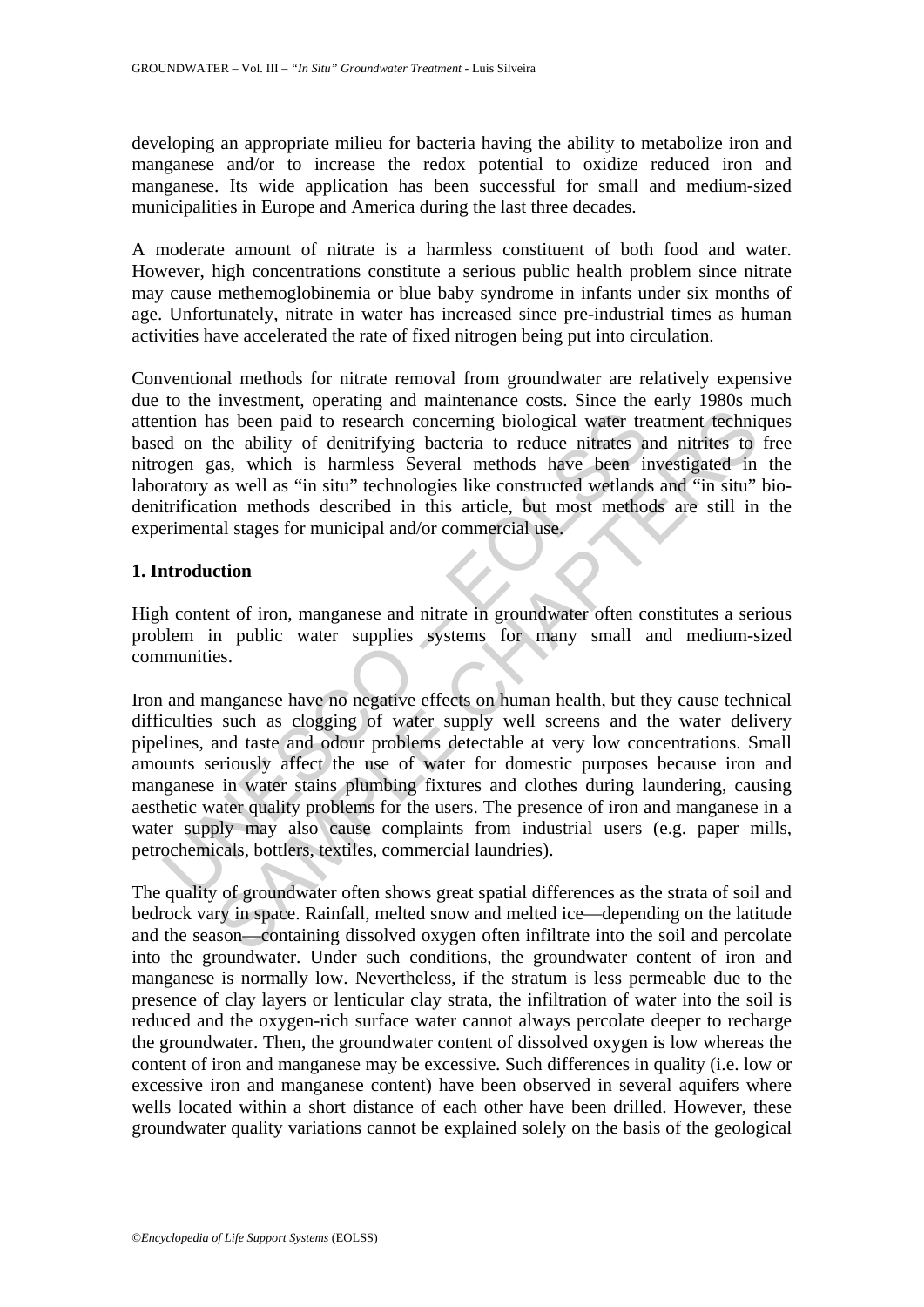developing an appropriate milieu for bacteria having the ability to metabolize iron and manganese and/or to increase the redox potential to oxidize reduced iron and manganese. Its wide application has been successful for small and medium-sized municipalities in Europe and America during the last three decades.

A moderate amount of nitrate is a harmless constituent of both food and water. However, high concentrations constitute a serious public health problem since nitrate may cause methemoglobinemia or blue baby syndrome in infants under six months of age. Unfortunately, nitrate in water has increased since pre-industrial times as human activities have accelerated the rate of fixed nitrogen being put into circulation.

Conventional methods for nitrate removal from groundwater are relatively expensive due to the investment, operating and maintenance costs. Since the early 1980s much attention has been paid to research concerning biological water treatment techniques based on the ability of denitrifying bacteria to reduce nitrates and nitrites to free nitrogen gas, which is harmless Several methods have been investigated in the laboratory as well as "in situ" technologies like constructed wetlands and "in situ" bio-denitrification methods described in this article, but most methods are still in the experimental stages for municipal and/or commercial use.

## 1. Introduction

High content of iron, manganese and nitrate in groundwater often constitutes a serious problem in public water supplies systems for many small and medium-sized communities.

Iron and manganese have no negative effects on human health, but they cause technical difficulties such as clogging of water supply well screens and the water delivery pipelines, and taste and odour problems detectable at very low concentrations. Small amounts seriously affect the use of water for domestic purposes because iron and manganese in water stains plumbing fixtures and clothes during laundering, causing aesthetic water quality problems for the users. The presence of iron and manganese in a water supply may also cause complaints from industrial users (e.g. paper mills, petrochemicals, bottlers, textiles, commercial laundries).

The quality of groundwater often shows great spatial differences as the strata of soil and bedrock vary in space. Rainfall, melted snow and melted ice—depending on the latitude and the season—containing dissolved oxygen often infiltrate into the soil and percolate into the groundwater. Under such conditions, the groundwater content of iron and manganese is normally low. Nevertheless, if the stratum is less permeable due to the presence of clay layers or lenticular clay strata, the infiltration of water into the soil is reduced and the oxygen-rich surface water cannot always percolate deeper to recharge the groundwater. Then, the groundwater content of dissolved oxygen is low whereas the content of iron and manganese may be excessive. Such differences in quality (i.e. low or excessive iron and manganese content) have been observed in several aquifers where wells located within a short distance of each other have been drilled. However, these groundwater quality variations cannot be explained solely on the basis of the geological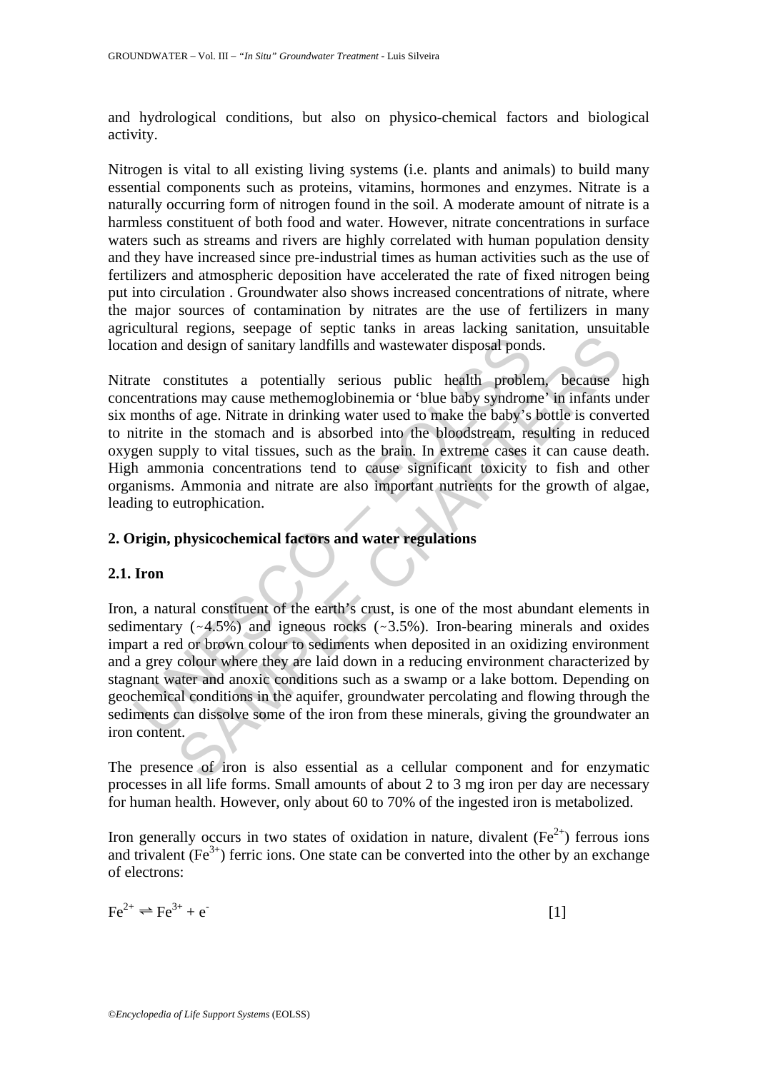and hydrological conditions, but also on physico-chemical factors and biological activity.

Nitrogen is vital to all existing living systems (i.e. plants and animals) to build many essential components such as proteins, vitamins, hormones and enzymes. Nitrate is a naturally occurring form of nitrogen found in the soil. A moderate amount of nitrate is a harmless constituent of both food and water. However, nitrate concentrations in surface waters such as streams and rivers are highly correlated with human population density and they have increased since pre-industrial times as human activities such as the use of fertilizers and atmospheric deposition have accelerated the rate of fixed nitrogen being put into circulation . Groundwater also shows increased concentrations of nitrate, where the major sources of contamination by nitrates are the use of fertilizers in many agricultural regions, seepage of septic tanks in areas lacking sanitation, unsuitable location and design of sanitary landfills and wastewater disposal ponds.

Nitrate constitutes a potentially serious public health problem, because high concentrations may cause methemoglobinemia or 'blue baby syndrome' in infants under six months of age. Nitrate in drinking water used to make the baby's bottle is converted to nitrite in the stomach and is absorbed into the bloodstream, resulting in reduced oxygen supply to vital tissues, such as the brain. In extreme cases it can cause death. High ammonia concentrations tend to cause significant toxicity to fish and other organisms. Ammonia and nitrate are also important nutrients for the growth of algae, leading to eutrophication.

## 2. Origin, physicochemical factors and water regulations

### 2.1. Iron

Iron, a natural constituent of the earth's crust, is one of the most abundant elements in sedimentary (~4.5%) and igneous rocks (~3.5%). Iron-bearing minerals and oxides impart a red or brown colour to sediments when deposited in an oxidizing environment and a grey colour where they are laid down in a reducing environment characterized by stagnant water and anoxic conditions such as a swamp or a lake bottom. Depending on geochemical conditions in the aquifer, groundwater percolating and flowing through the sediments can dissolve some of the iron from these minerals, giving the groundwater an iron content.

The presence of iron is also essential as a cellular component and for enzymatic processes in all life forms. Small amounts of about 2 to 3 mg iron per day are necessary for human health. However, only about 60 to 70% of the ingested iron is metabolized.

Iron generally occurs in two states of oxidation in nature, divalent ($Fe^{2+}$) ferrous ions and trivalent ($Fe^{3+}$) ferric ions. One state can be converted into the other by an exchange of electrons:

$$Fe^{2+} \rightleftharpoons Fe^{3+} + e^{-} \qquad [1]$$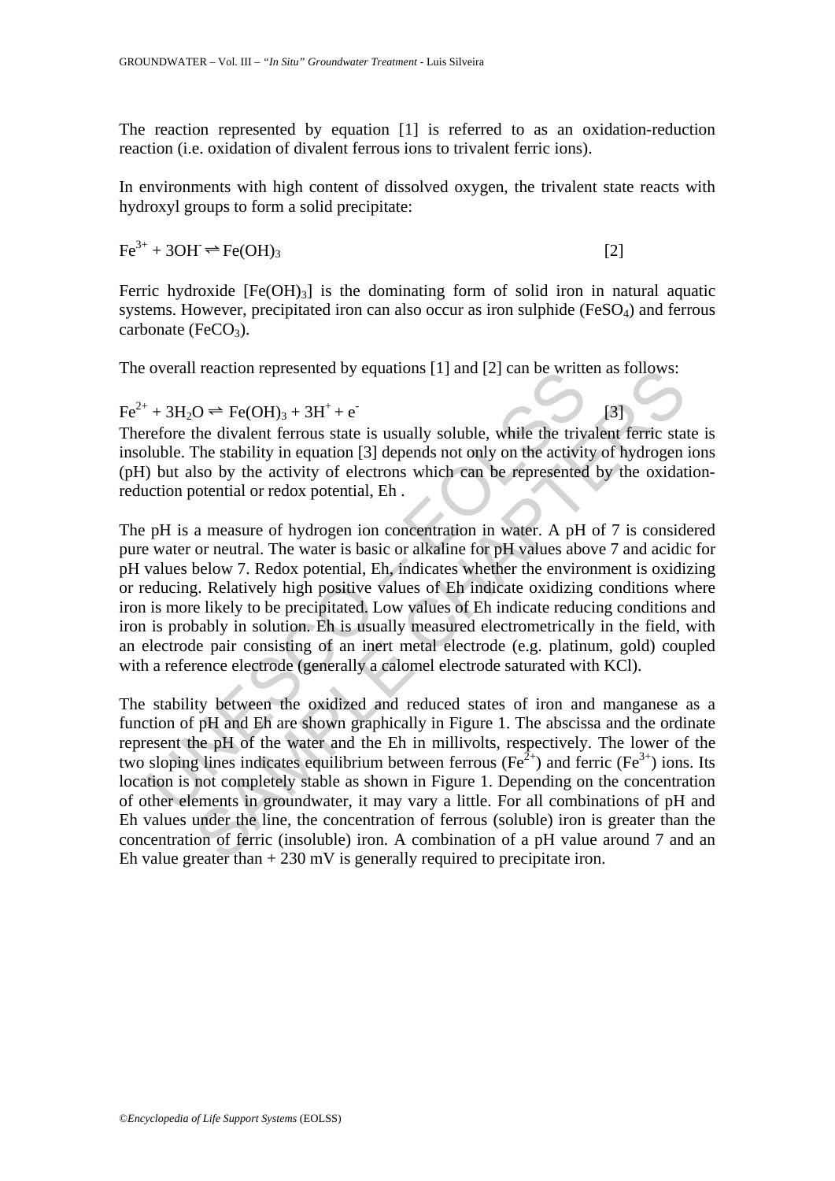The reaction represented by equation [1] is referred to as an oxidation-reduction reaction (i.e. oxidation of divalent ferrous ions to trivalent ferric ions).

In environments with high content of dissolved oxygen, the trivalent state reacts with hydroxyl groups to form a solid precipitate:

$$Fe^{3+} + 3OH^{-} \rightleftharpoons Fe(OH)_3 \qquad [2]$$

Ferric hydroxide [$Fe(OH)_3$] is the dominating form of solid iron in natural aquatic systems. However, precipitated iron can also occur as iron sulphide ($FeSO_4$) and ferrous carbonate ($FeCO_3$).

The overall reaction represented by equations [1] and [2] can be written as follows:

$$Fe^{2+} + 3H_2O \rightleftharpoons Fe(OH)_3 + 3H^{+} + e^{-} \qquad [3]$$

Therefore the divalent ferrous state is usually soluble, while the trivalent ferric state is insoluble. The stability in equation [3] depends not only on the activity of hydrogen ions (pH) but also by the activity of electrons which can be represented by the oxidation-reduction potential or redox potential, Eh .

The pH is a measure of hydrogen ion concentration in water. A pH of 7 is considered pure water or neutral. The water is basic or alkaline for pH values above 7 and acidic for pH values below 7. Redox potential, Eh, indicates whether the environment is oxidizing or reducing. Relatively high positive values of Eh indicate oxidizing conditions where iron is more likely to be precipitated. Low values of Eh indicate reducing conditions and iron is probably in solution. Eh is usually measured electrometrically in the field, with an electrode pair consisting of an inert metal electrode (e.g. platinum, gold) coupled with a reference electrode (generally a calomel electrode saturated with KCl).

The stability between the oxidized and reduced states of iron and manganese as a function of pH and Eh are shown graphically in Figure 1. The abscissa and the ordinate represent the pH of the water and the Eh in millivolts, respectively. The lower of the two sloping lines indicates equilibrium between ferrous ($Fe^{2+}$) and ferric ($Fe^{3+}$) ions. Its location is not completely stable as shown in Figure 1. Depending on the concentration of other elements in groundwater, it may vary a little. For all combinations of pH and Eh values under the line, the concentration of ferrous (soluble) iron is greater than the concentration of ferric (insoluble) iron. A combination of a pH value around 7 and an Eh value greater than + 230 mV is generally required to precipitate iron.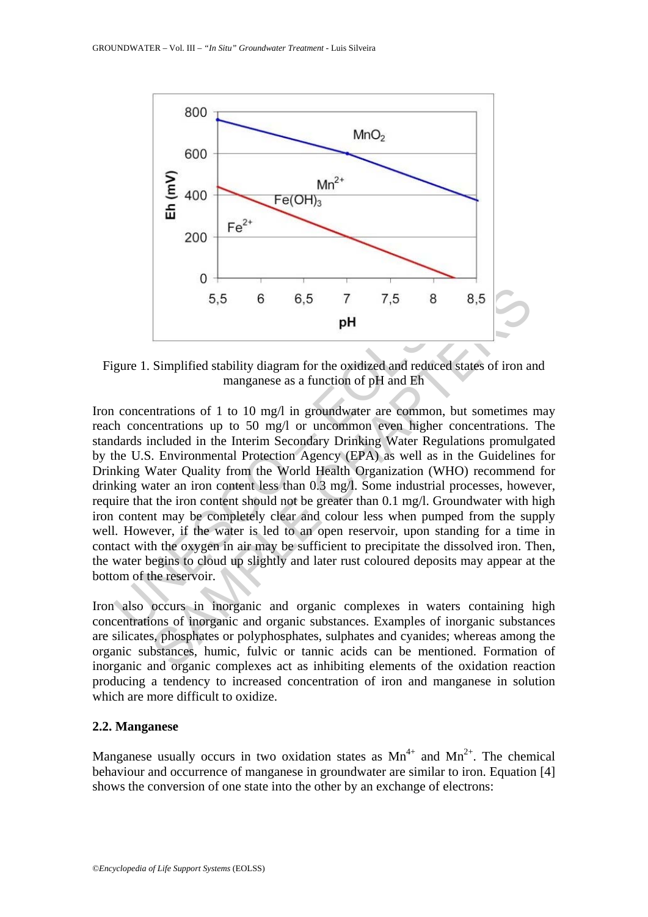Figure 1. Simplified stability diagram for the oxidized and reduced states of iron and manganese as a function of pH and Eh

Iron concentrations of 1 to 10 mg/l in groundwater are common, but sometimes may reach concentrations up to 50 mg/l or uncommon even higher concentrations. The standards included in the Interim Secondary Drinking Water Regulations promulgated by the U.S. Environmental Protection Agency (EPA) as well as in the Guidelines for Drinking Water Quality from the World Health Organization (WHO) recommend for drinking water an iron content less than 0.3 mg/l. Some industrial processes, however, require that the iron content should not be greater than 0.1 mg/l. Groundwater with high iron content may be completely clear and colour less when pumped from the supply well. However, if the water is led to an open reservoir, upon standing for a time in contact with the oxygen in air may be sufficient to precipitate the dissolved iron. Then, the water begins to cloud up slightly and later rust coloured deposits may appear at the bottom of the reservoir.

Iron also occurs in inorganic and organic complexes in waters containing high concentrations of inorganic and organic substances. Examples of inorganic substances are silicates, phosphates or polyphosphates, sulphates and cyanides; whereas among the organic substances, humic, fulvic or tannic acids can be mentioned. Formation of inorganic and organic complexes act as inhibiting elements of the oxidation reaction producing a tendency to increased concentration of iron and manganese in solution which are more difficult to oxidize.

## 2.2. Manganese

Manganese usually occurs in two oxidation states as $Mn^{4+}$ and $Mn^{2+}$. The chemical behaviour and occurrence of manganese in groundwater are similar to iron. Equation [4] shows the conversion of one state into the other by an exchange of electrons: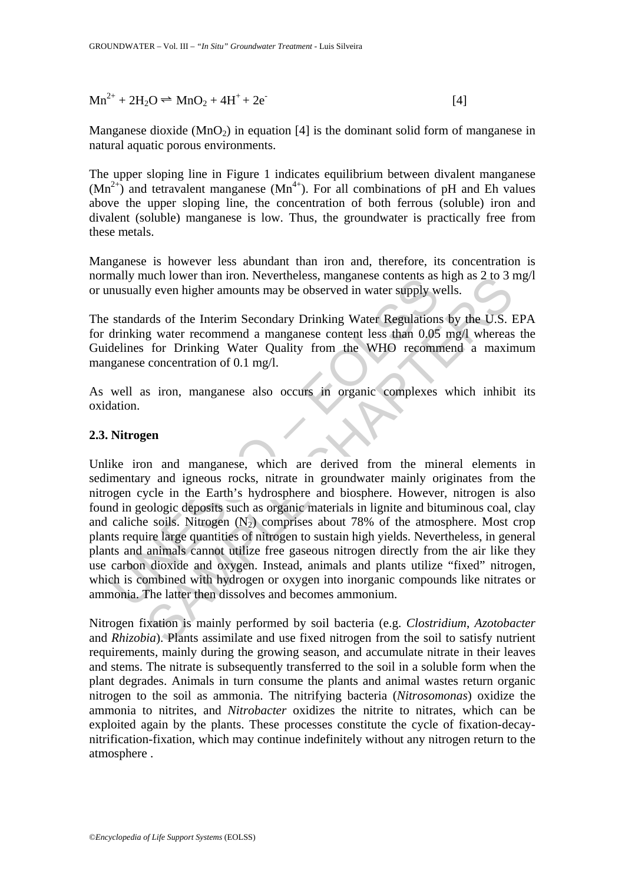$$Mn^{2+} + 2H_2O \rightleftharpoons MnO_2 + 4H^+ + 2e^- \qquad [4]$$

Manganese dioxide ($MnO_2$) in equation [4] is the dominant solid form of manganese in natural aquatic porous environments.

The upper sloping line in Figure 1 indicates equilibrium between divalent manganese ($Mn^{2+}$) and tetravalent manganese ($Mn^{4+}$). For all combinations of pH and Eh values above the upper sloping line, the concentration of both ferrous (soluble) iron and divalent (soluble) manganese is low. Thus, the groundwater is practically free from these metals.

Manganese is however less abundant than iron and, therefore, its concentration is normally much lower than iron. Nevertheless, manganese contents as high as 2 to 3 mg/l or unusually even higher amounts may be observed in water supply wells.

The standards of the Interim Secondary Drinking Water Regulations by the U.S. EPA for drinking water recommend a manganese content less than 0.05 mg/l whereas the Guidelines for Drinking Water Quality from the WHO recommend a maximum manganese concentration of 0.1 mg/l.

As well as iron, manganese also occurs in organic complexes which inhibit its oxidation.

### 2.3. Nitrogen

Unlike iron and manganese, which are derived from the mineral elements in sedimentary and igneous rocks, nitrate in groundwater mainly originates from the nitrogen cycle in the Earth's hydrosphere and biosphere. However, nitrogen is also found in geologic deposits such as organic materials in lignite and bituminous coal, clay and caliche soils. Nitrogen ($N_2$) comprises about 78% of the atmosphere. Most crop plants require large quantities of nitrogen to sustain high yields. Nevertheless, in general plants and animals cannot utilize free gaseous nitrogen directly from the air like they use carbon dioxide and oxygen. Instead, animals and plants utilize "fixed" nitrogen, which is combined with hydrogen or oxygen into inorganic compounds like nitrates or ammonia. The latter then dissolves and becomes ammonium.

Nitrogen fixation is mainly performed by soil bacteria (e.g. *Clostridium*, *Azotobacter* and *Rhizobia*). Plants assimilate and use fixed nitrogen from the soil to satisfy nutrient requirements, mainly during the growing season, and accumulate nitrate in their leaves and stems. The nitrate is subsequently transferred to the soil in a soluble form when the plant degrades. Animals in turn consume the plants and animal wastes return organic nitrogen to the soil as ammonia. The nitrifying bacteria (*Nitrosomonas*) oxidize the ammonia to nitrites, and *Nitrobacter* oxidizes the nitrite to nitrates, which can be exploited again by the plants. These processes constitute the cycle of fixation-decay-nitrification-fixation, which may continue indefinitely without any nitrogen return to the atmosphere .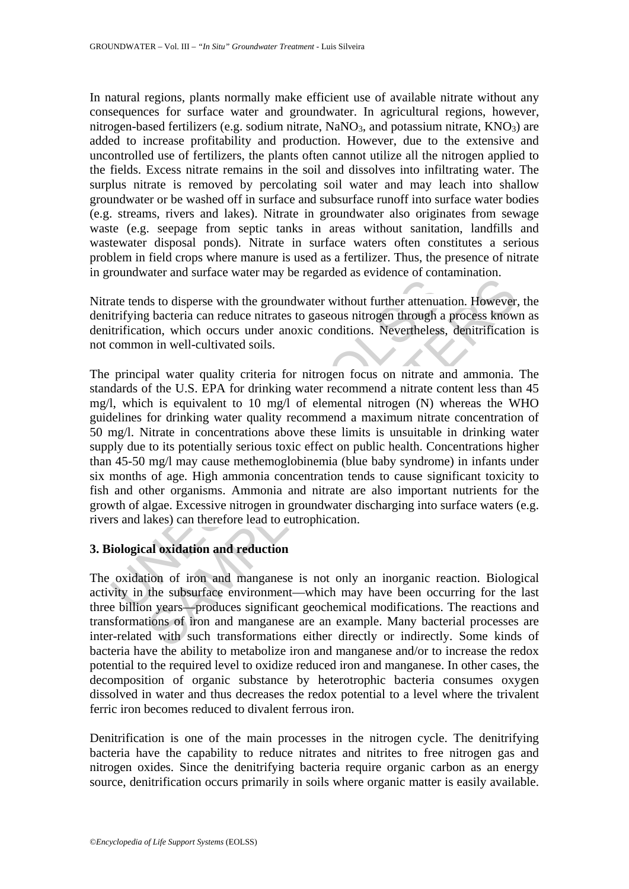In natural regions, plants normally make efficient use of available nitrate without any consequences for surface water and groundwater. In agricultural regions, however, nitrogen-based fertilizers (e.g. sodium nitrate, $NaNO_3$, and potassium nitrate, $KNO_3$) are added to increase profitability and production. However, due to the extensive and uncontrolled use of fertilizers, the plants often cannot utilize all the nitrogen applied to the fields. Excess nitrate remains in the soil and dissolves into infiltrating water. The surplus nitrate is removed by percolating soil water and may leach into shallow groundwater or be washed off in surface and subsurface runoff into surface water bodies (e.g. streams, rivers and lakes). Nitrate in groundwater also originates from sewage waste (e.g. seepage from septic tanks in areas without sanitation, landfills and wastewater disposal ponds). Nitrate in surface waters often constitutes a serious problem in field crops where manure is used as a fertilizer. Thus, the presence of nitrate in groundwater and surface water may be regarded as evidence of contamination.

Nitrate tends to disperse with the groundwater without further attenuation. However, the denitrifying bacteria can reduce nitrates to gaseous nitrogen through a process known as denitrification, which occurs under anoxic conditions. Nevertheless, denitrification is not common in well-cultivated soils.

The principal water quality criteria for nitrogen focus on nitrate and ammonia. The standards of the U.S. EPA for drinking water recommend a nitrate content less than 45 mg/l, which is equivalent to 10 mg/l of elemental nitrogen (N) whereas the WHO guidelines for drinking water quality recommend a maximum nitrate concentration of 50 mg/l. Nitrate in concentrations above these limits is unsuitable in drinking water supply due to its potentially serious toxic effect on public health. Concentrations higher than 45-50 mg/l may cause methemoglobinemia (blue baby syndrome) in infants under six months of age. High ammonia concentration tends to cause significant toxicity to fish and other organisms. Ammonia and nitrate are also important nutrients for the growth of algae. Excessive nitrogen in groundwater discharging into surface waters (e.g. rivers and lakes) can therefore lead to eutrophication.

## 3. Biological oxidation and reduction

The oxidation of iron and manganese is not only an inorganic reaction. Biological activity in the subsurface environment—which may have been occurring for the last three billion years—produces significant geochemical modifications. The reactions and transformations of iron and manganese are an example. Many bacterial processes are inter-related with such transformations either directly or indirectly. Some kinds of bacteria have the ability to metabolize iron and manganese and/or to increase the redox potential to the required level to oxidize reduced iron and manganese. In other cases, the decomposition of organic substance by heterotrophic bacteria consumes oxygen dissolved in water and thus decreases the redox potential to a level where the trivalent ferric iron becomes reduced to divalent ferrous iron.

Denitrification is one of the main processes in the nitrogen cycle. The denitrifying bacteria have the capability to reduce nitrates and nitrites to free nitrogen gas and nitrogen oxides. Since the denitrifying bacteria require organic carbon as an energy source, denitrification occurs primarily in soils where organic matter is easily available.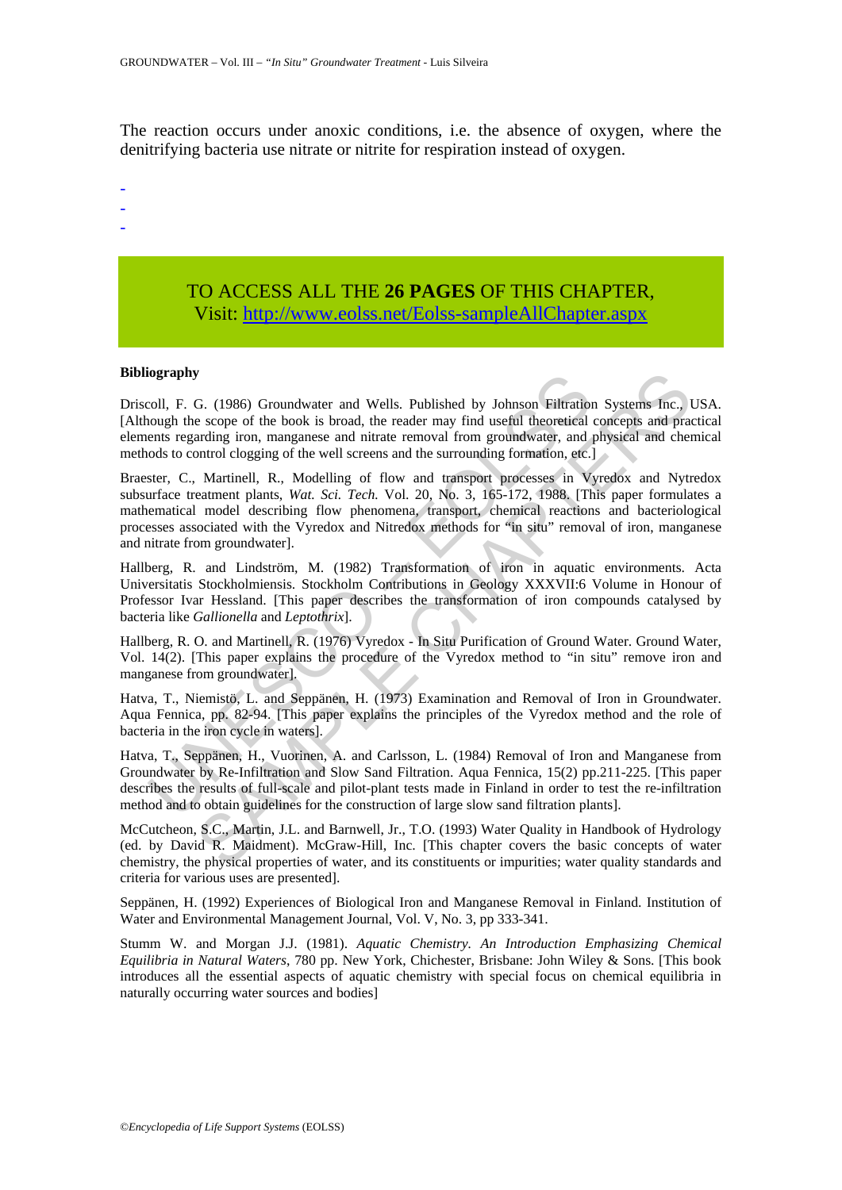The reaction occurs under anoxic conditions, i.e. the absence of oxygen, where the denitrifying bacteria use nitrate or nitrite for respiration instead of oxygen.

-
-
-

TO ACCESS ALL THE **26 PAGES** OF THIS CHAPTER,
Visit: http://www.eolss.net/Eolss-sampleAllChapter.aspx

**Bibliography**

Driscoll, F. G. (1986) Groundwater and Wells. Published by Johnson Filtration Systems Inc., USA. [Although the scope of the book is broad, the reader may find useful theoretical concepts and practical elements regarding iron, manganese and nitrate removal from groundwater, and physical and chemical methods to control clogging of the well screens and the surrounding formation, etc.]

Braester, C., Martinell, R., Modelling of flow and transport processes in Vyredox and Nytredox subsurface treatment plants, *Wat. Sci. Tech.* Vol. 20, No. 3, 165-172, 1988. [This paper formulates a mathematical model describing flow phenomena, transport, chemical reactions and bacteriological processes associated with the Vyredox and Nitredox methods for "in situ" removal of iron, manganese and nitrate from groundwater].

Hallberg, R. and Lindström, M. (1982) Transformation of iron in aquatic environments. Acta Universitatis Stockholmiensis. Stockholm Contributions in Geology XXXVII:6 Volume in Honour of Professor Ivar Hessland. [This paper describes the transformation of iron compounds catalysed by bacteria like *Gallionella* and *Leptothrix*].

Hallberg, R. O. and Martinell, R. (1976) Vyredox - In Situ Purification of Ground Water. Ground Water, Vol. 14(2). [This paper explains the procedure of the Vyredox method to "in situ" remove iron and manganese from groundwater].

Hatva, T., Niemistö, L. and Seppänen, H. (1973) Examination and Removal of Iron in Groundwater. Aqua Fennica, pp. 82-94. [This paper explains the principles of the Vyredox method and the role of bacteria in the iron cycle in waters].

Hatva, T., Seppänen, H., Vuorinen, A. and Carlsson, L. (1984) Removal of Iron and Manganese from Groundwater by Re-Infiltration and Slow Sand Filtration. Aqua Fennica, 15(2) pp.211-225. [This paper describes the results of full-scale and pilot-plant tests made in Finland in order to test the re-infiltration method and to obtain guidelines for the construction of large slow sand filtration plants].

McCutcheon, S.C., Martin, J.L. and Barnwell, Jr., T.O. (1993) Water Quality in Handbook of Hydrology (ed. by David R. Maidment). McGraw-Hill, Inc. [This chapter covers the basic concepts of water chemistry, the physical properties of water, and its constituents or impurities; water quality standards and criteria for various uses are presented].

Seppänen, H. (1992) Experiences of Biological Iron and Manganese Removal in Finland. Institution of Water and Environmental Management Journal, Vol. V, No. 3, pp 333-341.

Stumm W. and Morgan J.J. (1981). *Aquatic Chemistry. An Introduction Emphasizing Chemical Equilibria in Natural Waters*, 780 pp. New York, Chichester, Brisbane: John Wiley & Sons. [This book introduces all the essential aspects of aquatic chemistry with special focus on chemical equilibria in naturally occurring water sources and bodies]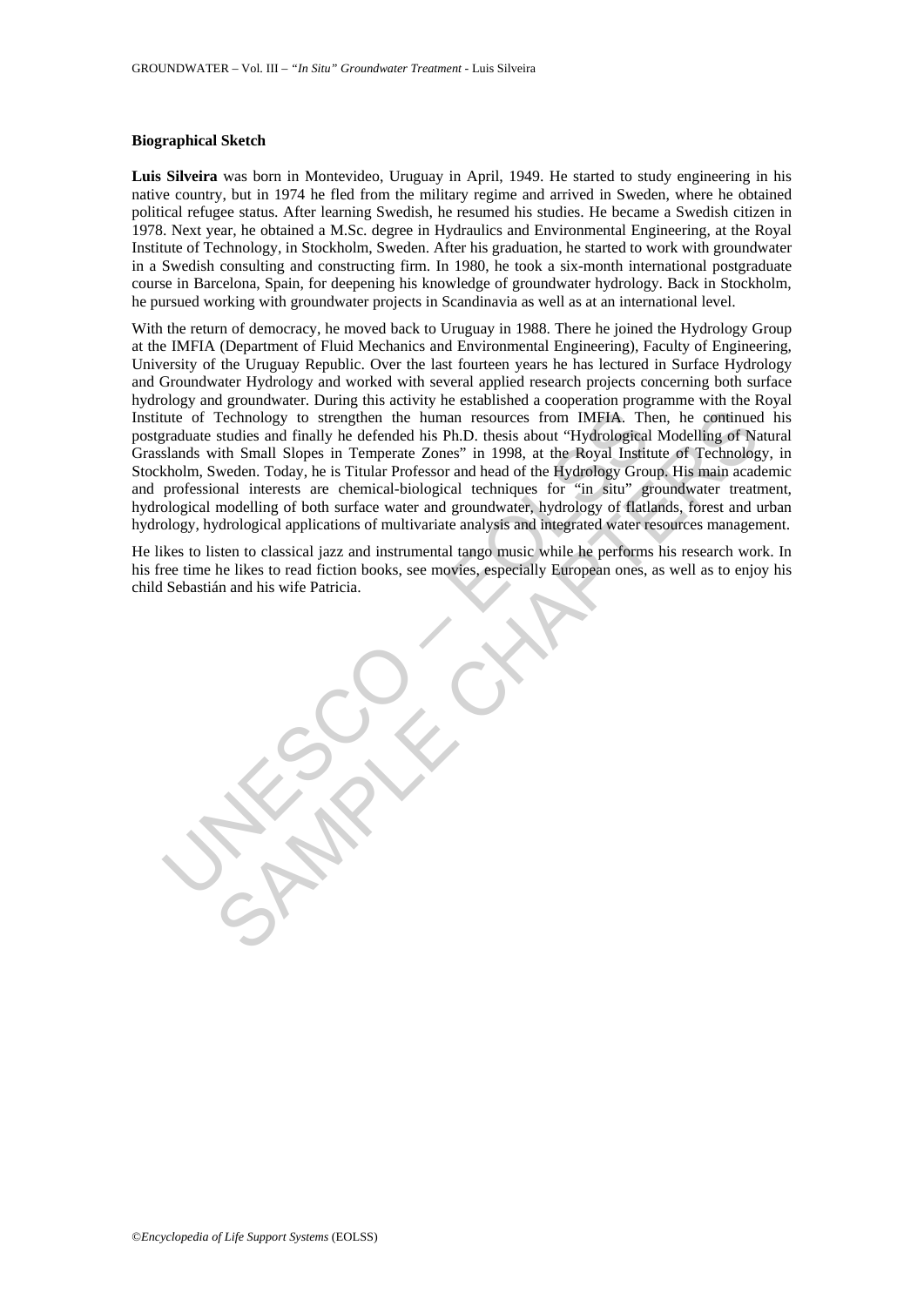### Biographical Sketch

**Luis Silveira** was born in Montevideo, Uruguay in April, 1949. He started to study engineering in his native country, but in 1974 he fled from the military regime and arrived in Sweden, where he obtained political refugee status. After learning Swedish, he resumed his studies. He became a Swedish citizen in 1978. Next year, he obtained a M.Sc. degree in Hydraulics and Environmental Engineering, at the Royal Institute of Technology, in Stockholm, Sweden. After his graduation, he started to work with groundwater in a Swedish consulting and constructing firm. In 1980, he took a six-month international postgraduate course in Barcelona, Spain, for deepening his knowledge of groundwater hydrology. Back in Stockholm, he pursued working with groundwater projects in Scandinavia as well as at an international level.

With the return of democracy, he moved back to Uruguay in 1988. There he joined the Hydrology Group at the IMFIA (Department of Fluid Mechanics and Environmental Engineering), Faculty of Engineering, University of the Uruguay Republic. Over the last fourteen years he has lectured in Surface Hydrology and Groundwater Hydrology and worked with several applied research projects concerning both surface hydrology and groundwater. During this activity he established a cooperation programme with the Royal Institute of Technology to strengthen the human resources from IMFIA. Then, he continued his postgraduate studies and finally he defended his Ph.D. thesis about "Hydrological Modelling of Natural Grasslands with Small Slopes in Temperate Zones" in 1998, at the Royal Institute of Technology, in Stockholm, Sweden. Today, he is Titular Professor and head of the Hydrology Group. His main academic and professional interests are chemical-biological techniques for "in situ" groundwater treatment, hydrological modelling of both surface water and groundwater, hydrology of flatlands, forest and urban hydrology, hydrological applications of multivariate analysis and integrated water resources management.

He likes to listen to classical jazz and instrumental tango music while he performs his research work. In his free time he likes to read fiction books, see movies, especially European ones, as well as to enjoy his child Sebastián and his wife Patricia.